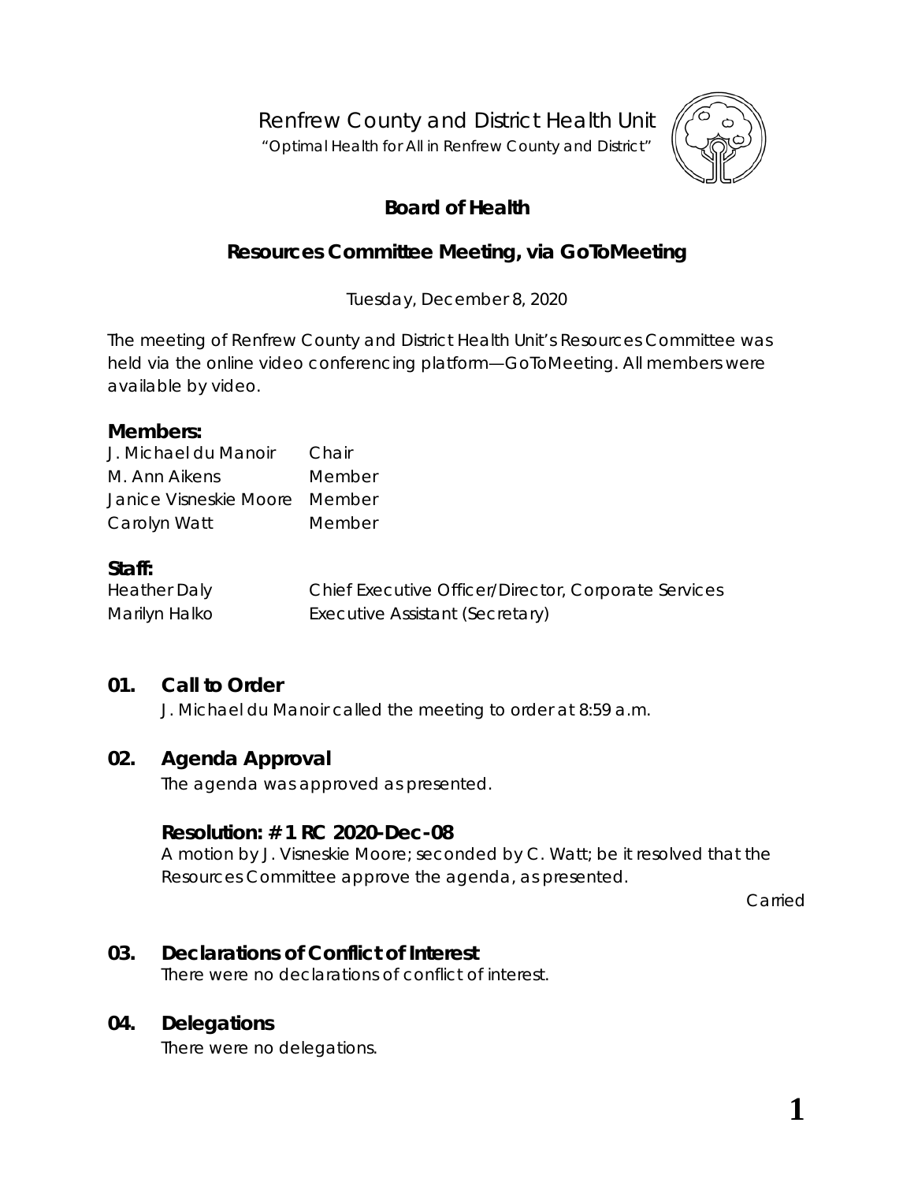# Renfrew County and District Health Unit

"Optimal Health for All in Renfrew County and District"

## Board of Health

## Resources Committee Meeting, via GoToMeeting

Tuesday, December 8, 2020

The meeting of Renfrew County and District Health Unit's Resources Committee was held via the online video conferencing platform—GoToMeeting. All members were available by video.

### Members:

| | |
|---|---|
| J. Michael du Manoir | Chair |
| M. Ann Aikens | Member |
| Janice Visneskie Moore | Member |
| Carolyn Watt | Member |

### Staff:

| | |
|---|---|
| Heather Daly | Chief Executive Officer/Director, Corporate Services |
| Marilyn Halko | Executive Assistant (Secretary) |

### 01. Call to Order

J. Michael du Manoir called the meeting to order at 8:59 a.m.

### 02. Agenda Approval

The agenda was approved as presented.

**Resolution: # 1 RC 2020-Dec-08**

A motion by J. Visneskie Moore; seconded by C. Watt; be it resolved that the Resources Committee approve the agenda, as presented.

Carried

### 03. Declarations of Conflict of Interest

There were no declarations of conflict of interest.

### 04. Delegations

There were no delegations.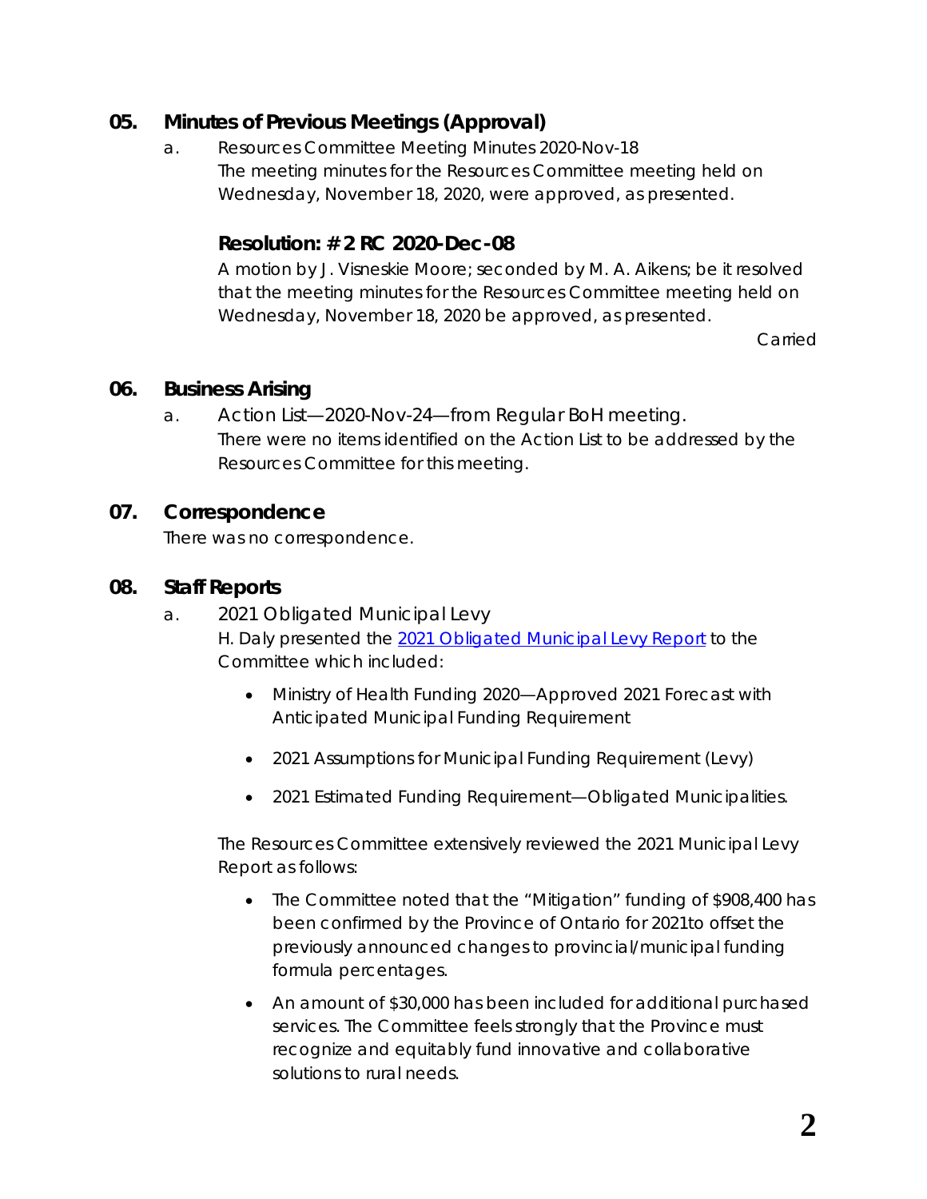## 05. Minutes of Previous Meetings (Approval)

a. Resources Committee Meeting Minutes 2020-Nov-18
The meeting minutes for the Resources Committee meeting held on Wednesday, November 18, 2020, were approved, as presented.

### Resolution: # 2 RC 2020-Dec-08

A motion by J. Visneskie Moore; seconded by M. A. Aikens; be it resolved that the meeting minutes for the Resources Committee meeting held on Wednesday, November 18, 2020 be approved, as presented.

Carried

## 06. Business Arising

a. Action List—2020-Nov-24—from Regular BoH meeting.
There were no items identified on the Action List to be addressed by the Resources Committee for this meeting.

## 07. Correspondence

There was no correspondence.

## 08. Staff Reports

a. 2021 Obligated Municipal Levy
H. Daly presented the 2021 Obligated Municipal Levy Report to the Committee which included:

- Ministry of Health Funding 2020—Approved 2021 Forecast with Anticipated Municipal Funding Requirement
- 2021 Assumptions for Municipal Funding Requirement (Levy)
- 2021 Estimated Funding Requirement—Obligated Municipalities.

The Resources Committee extensively reviewed the 2021 Municipal Levy Report as follows:

- The Committee noted that the "Mitigation" funding of $908,400 has been confirmed by the Province of Ontario for 2021to offset the previously announced changes to provincial/municipal funding formula percentages.
- An amount of $30,000 has been included for additional purchased services. The Committee feels strongly that the Province must recognize and equitably fund innovative and collaborative solutions to rural needs.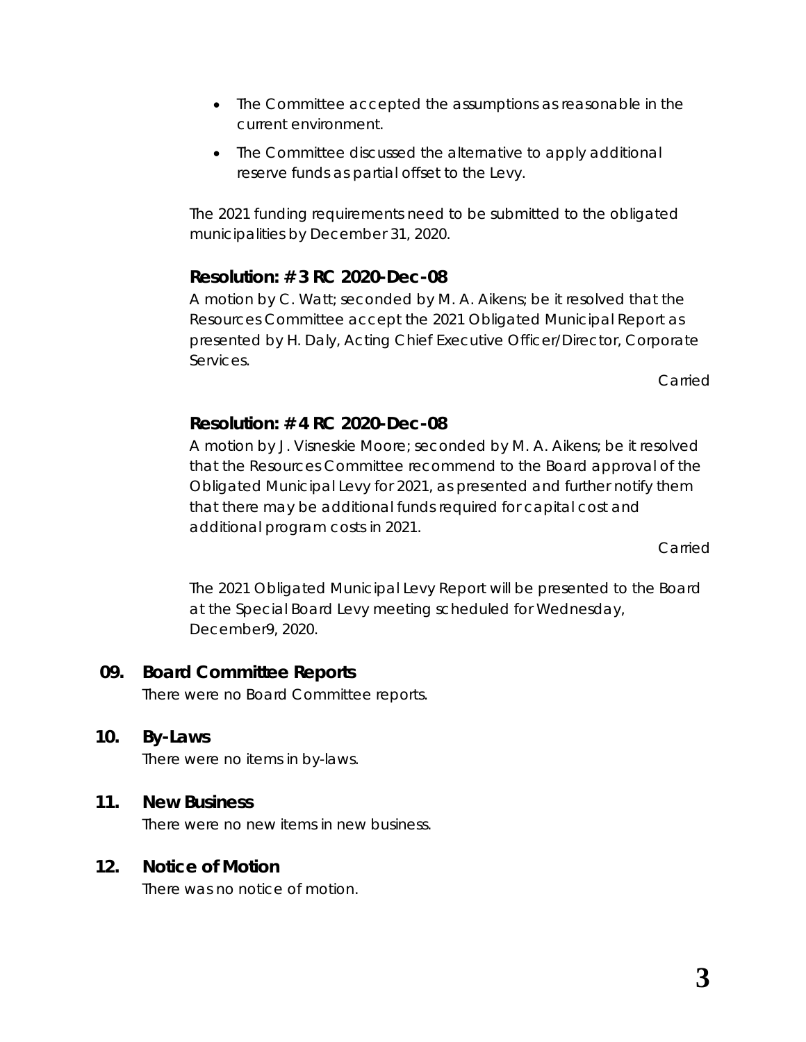- The Committee accepted the assumptions as reasonable in the current environment.
- The Committee discussed the alternative to apply additional reserve funds as partial offset to the Levy.

The 2021 funding requirements need to be submitted to the obligated municipalities by December 31, 2020.

**Resolution: # 3 RC 2020-Dec-08**

A motion by C. Watt; seconded by M. A. Aikens; be it resolved that the Resources Committee accept the 2021 Obligated Municipal Report as presented by H. Daly, Acting Chief Executive Officer/Director, Corporate Services.

Carried

**Resolution: # 4 RC 2020-Dec-08**

A motion by J. Visneskie Moore; seconded by M. A. Aikens; be it resolved that the Resources Committee recommend to the Board approval of the Obligated Municipal Levy for 2021, as presented and further notify them that there may be additional funds required for capital cost and additional program costs in 2021.

Carried

The 2021 Obligated Municipal Levy Report will be presented to the Board at the Special Board Levy meeting scheduled for Wednesday, December9, 2020.

## 09. Board Committee Reports

There were no Board Committee reports.

## 10. By-Laws

There were no items in by-laws.

## 11. New Business

There were no new items in new business.

## 12. Notice of Motion

There was no notice of motion.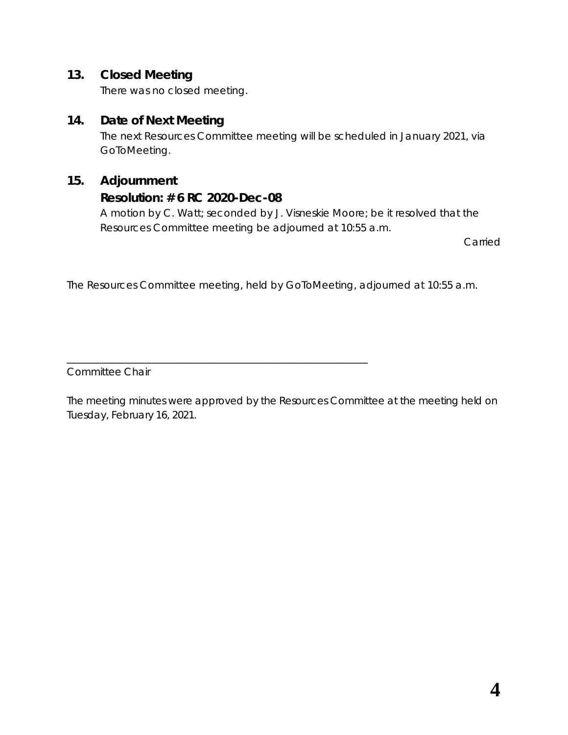## 13. Closed Meeting

There was no closed meeting.

## 14. Date of Next Meeting

The next Resources Committee meeting will be scheduled in January 2021, via GoToMeeting.

## 15. Adjournment

### Resolution: # 6 RC 2020-Dec-08

A motion by C. Watt; seconded by J. Visneskie Moore; be it resolved that the Resources Committee meeting be adjourned at 10:55 a.m.

Carried

The Resources Committee meeting, held by GoToMeeting, adjourned at 10:55 a.m.

\_\_\_\_\_\_\_\_\_\_\_\_\_\_\_\_\_\_\_\_\_\_\_\_\_\_\_\_\_\_\_\_\_\_\_\_\_\_\_\_\_\_\_\_\_\_\_\_\_\_\_\_\_\_

Committee Chair

The meeting minutes were approved by the Resources Committee at the meeting held on Tuesday, February 16, 2021.